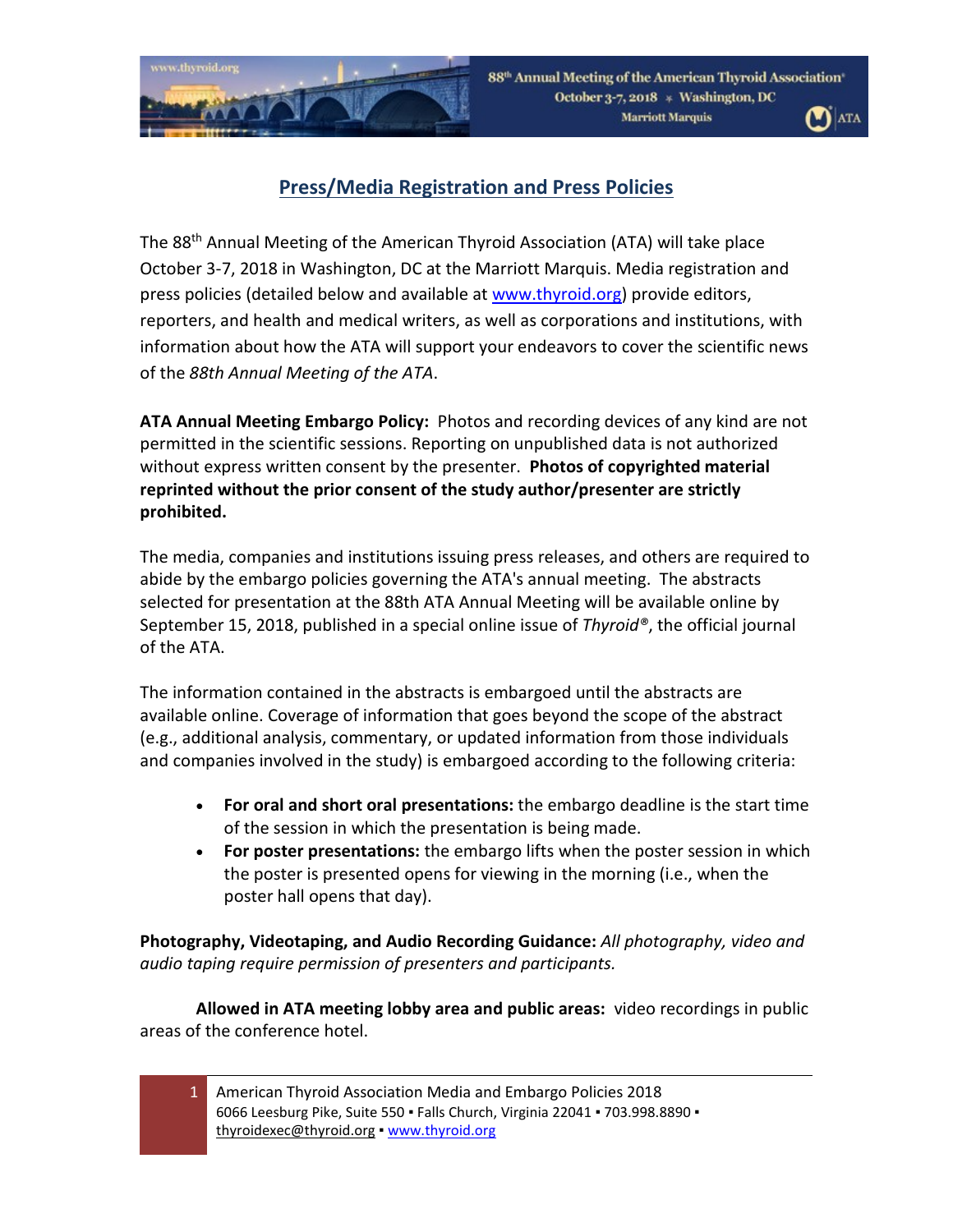## Press/Media Registration and Press Policies

The 88th Annual Meeting of the American Thyroid Association (ATA) will take place October 3-7, 2018 in Washington, DC at the Marriott Marquis. Media registration and press policies (detailed below and available at www.thyroid.org) provide editors, reporters, and health and medical writers, as well as corporations and institutions, with information about how the ATA will support your endeavors to cover the scientific news of the *88th Annual Meeting of the ATA*.

**ATA Annual Meeting Embargo Policy:** Photos and recording devices of any kind are not permitted in the scientific sessions. Reporting on unpublished data is not authorized without express written consent by the presenter. **Photos of copyrighted material reprinted without the prior consent of the study author/presenter are strictly prohibited.**

The media, companies and institutions issuing press releases, and others are required to abide by the embargo policies governing the ATA's annual meeting. The abstracts selected for presentation at the 88th ATA Annual Meeting will be available online by September 15, 2018, published in a special online issue of *Thyroid®*, the official journal of the ATA.

The information contained in the abstracts is embargoed until the abstracts are available online. Coverage of information that goes beyond the scope of the abstract (e.g., additional analysis, commentary, or updated information from those individuals and companies involved in the study) is embargoed according to the following criteria:

- **For oral and short oral presentations:** the embargo deadline is the start time of the session in which the presentation is being made.
- **For poster presentations:** the embargo lifts when the poster session in which the poster is presented opens for viewing in the morning (i.e., when the poster hall opens that day).

**Photography, Videotaping, and Audio Recording Guidance:** *All photography, video and audio taping require permission of presenters and participants.*

**Allowed in ATA meeting lobby area and public areas:** video recordings in public areas of the conference hotel.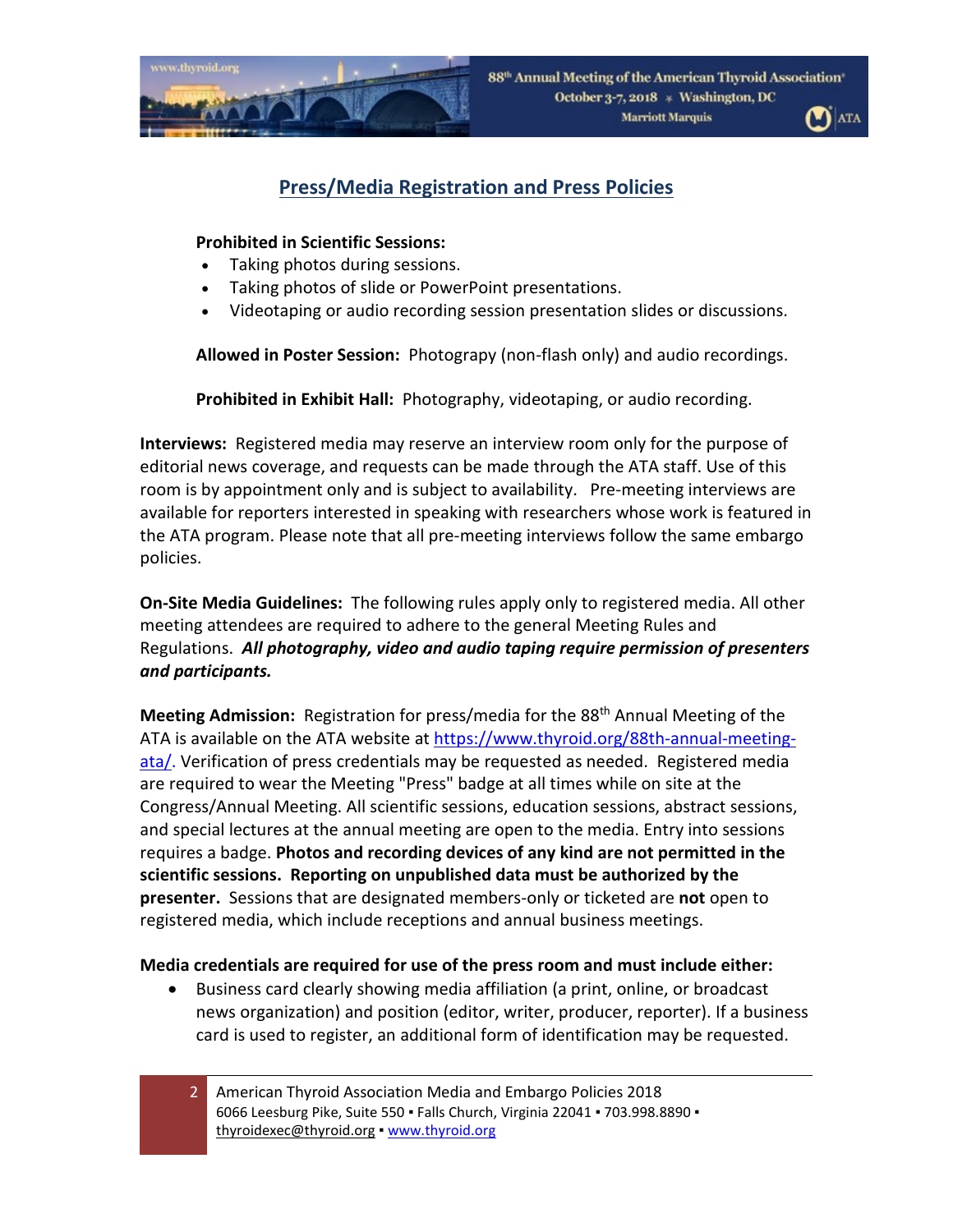## Press/Media Registration and Press Policies

**Prohibited in Scientific Sessions:**

- Taking photos during sessions.
- Taking photos of slide or PowerPoint presentations.
- Videotaping or audio recording session presentation slides or discussions.

**Allowed in Poster Session:** Photograpy (non-flash only) and audio recordings.

**Prohibited in Exhibit Hall:** Photography, videotaping, or audio recording.

**Interviews:** Registered media may reserve an interview room only for the purpose of editorial news coverage, and requests can be made through the ATA staff. Use of this room is by appointment only and is subject to availability. Pre-meeting interviews are available for reporters interested in speaking with researchers whose work is featured in the ATA program. Please note that all pre-meeting interviews follow the same embargo policies.

**On-Site Media Guidelines:** The following rules apply only to registered media. All other meeting attendees are required to adhere to the general Meeting Rules and Regulations. ***All photography, video and audio taping require permission of presenters and participants.***

**Meeting Admission:** Registration for press/media for the 88th Annual Meeting of the ATA is available on the ATA website at https://www.thyroid.org/88th-annual-meeting-ata/. Verification of press credentials may be requested as needed. Registered media are required to wear the Meeting "Press" badge at all times while on site at the Congress/Annual Meeting. All scientific sessions, education sessions, abstract sessions, and special lectures at the annual meeting are open to the media. Entry into sessions requires a badge. **Photos and recording devices of any kind are not permitted in the scientific sessions. Reporting on unpublished data must be authorized by the presenter.** Sessions that are designated members-only or ticketed are **not** open to registered media, which include receptions and annual business meetings.

**Media credentials are required for use of the press room and must include either:**

- Business card clearly showing media affiliation (a print, online, or broadcast news organization) and position (editor, writer, producer, reporter). If a business card is used to register, an additional form of identification may be requested.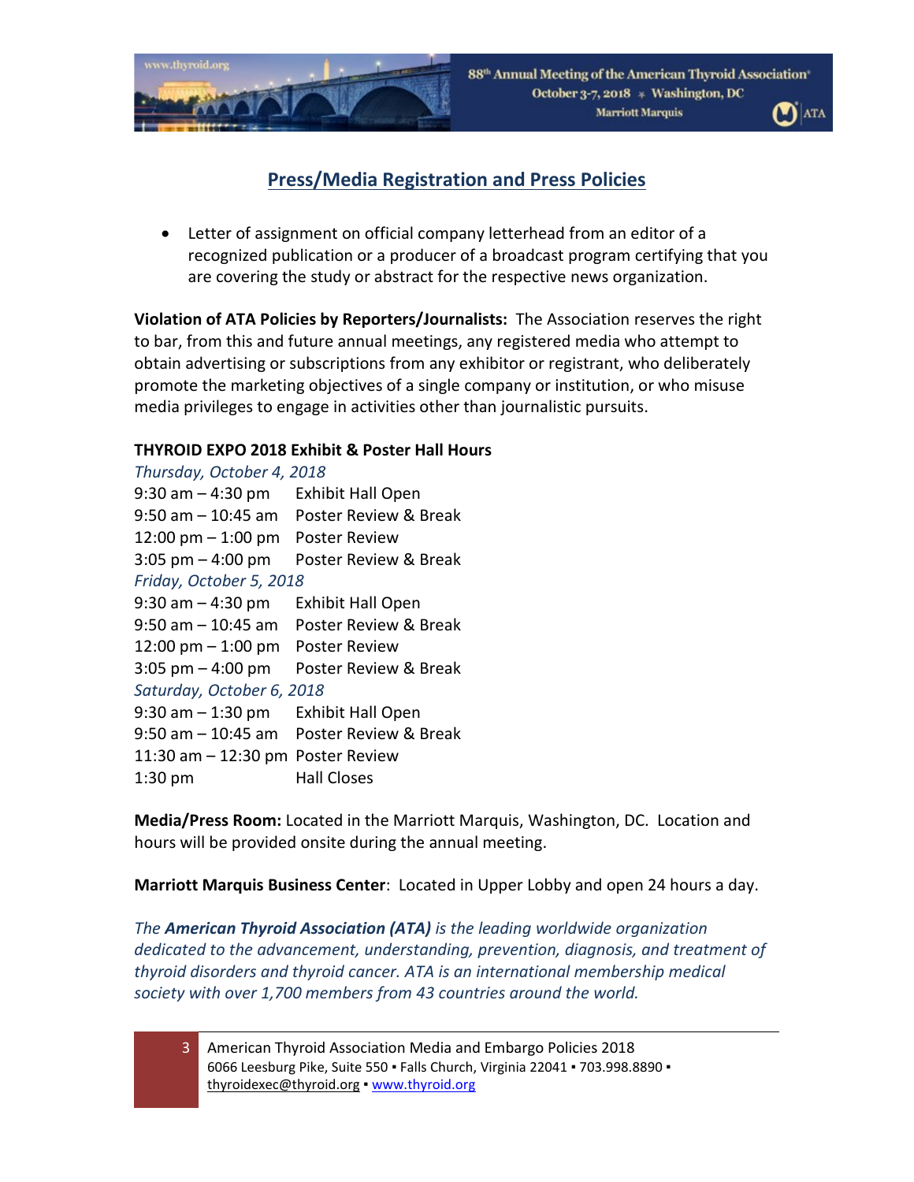## Press/Media Registration and Press Policies

- Letter of assignment on official company letterhead from an editor of a recognized publication or a producer of a broadcast program certifying that you are covering the study or abstract for the respective news organization.

**Violation of ATA Policies by Reporters/Journalists:** The Association reserves the right to bar, from this and future annual meetings, any registered media who attempt to obtain advertising or subscriptions from any exhibitor or registrant, who deliberately promote the marketing objectives of a single company or institution, or who misuse media privileges to engage in activities other than journalistic pursuits.

**THYROID EXPO 2018 Exhibit & Poster Hall Hours**

*Thursday, October 4, 2018*

| | |
|---|---|
| 9:30 am – 4:30 pm | Exhibit Hall Open |
| 9:50 am – 10:45 am | Poster Review & Break |
| 12:00 pm – 1:00 pm | Poster Review |
| 3:05 pm – 4:00 pm | Poster Review & Break |

*Friday, October 5, 2018*

| | |
|---|---|
| 9:30 am – 4:30 pm | Exhibit Hall Open |
| 9:50 am – 10:45 am | Poster Review & Break |
| 12:00 pm – 1:00 pm | Poster Review |
| 3:05 pm – 4:00 pm | Poster Review & Break |

*Saturday, October 6, 2018*

| | |
|---|---|
| 9:30 am – 1:30 pm | Exhibit Hall Open |
| 9:50 am – 10:45 am | Poster Review & Break |
| 11:30 am – 12:30 pm | Poster Review |
| 1:30 pm | Hall Closes |

**Media/Press Room:** Located in the Marriott Marquis, Washington, DC. Location and hours will be provided onsite during the annual meeting.

**Marriott Marquis Business Center**: Located in Upper Lobby and open 24 hours a day.

*The* ***American Thyroid Association (ATA)*** *is the leading worldwide organization dedicated to the advancement, understanding, prevention, diagnosis, and treatment of thyroid disorders and thyroid cancer. ATA is an international membership medical society with over 1,700 members from 43 countries around the world.*